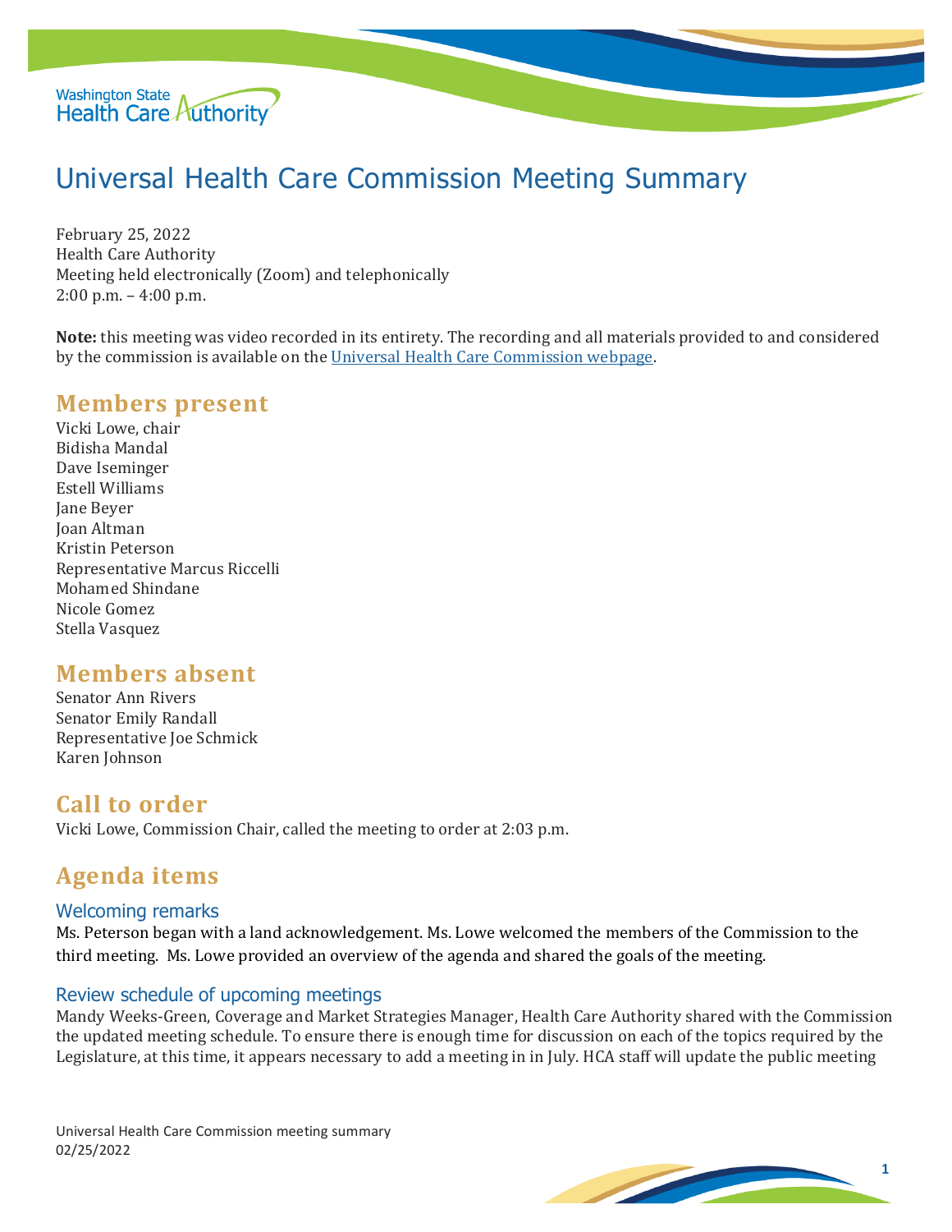# Universal Health Care Commission Meeting Summary

February 25, 2022
Health Care Authority
Meeting held electronically (Zoom) and telephonically
2:00 p.m. – 4:00 p.m.

**Note:** this meeting was video recorded in its entirety. The recording and all materials provided to and considered by the commission is available on the [Universal Health Care Commission webpage](#).

## Members present

Vicki Lowe, chair
Bidisha Mandal
Dave Iseminger
Estell Williams
Jane Beyer
Joan Altman
Kristin Peterson
Representative Marcus Riccelli
Mohamed Shindane
Nicole Gomez
Stella Vasquez

## Members absent

Senator Ann Rivers
Senator Emily Randall
Representative Joe Schmick
Karen Johnson

## Call to order

Vicki Lowe, Commission Chair, called the meeting to order at 2:03 p.m.

## Agenda items

### Welcoming remarks

Ms. Peterson began with a land acknowledgement. Ms. Lowe welcomed the members of the Commission to the third meeting. Ms. Lowe provided an overview of the agenda and shared the goals of the meeting.

### Review schedule of upcoming meetings

Mandy Weeks-Green, Coverage and Market Strategies Manager, Health Care Authority shared with the Commission the updated meeting schedule. To ensure there is enough time for discussion on each of the topics required by the Legislature, at this time, it appears necessary to add a meeting in in July. HCA staff will update the public meeting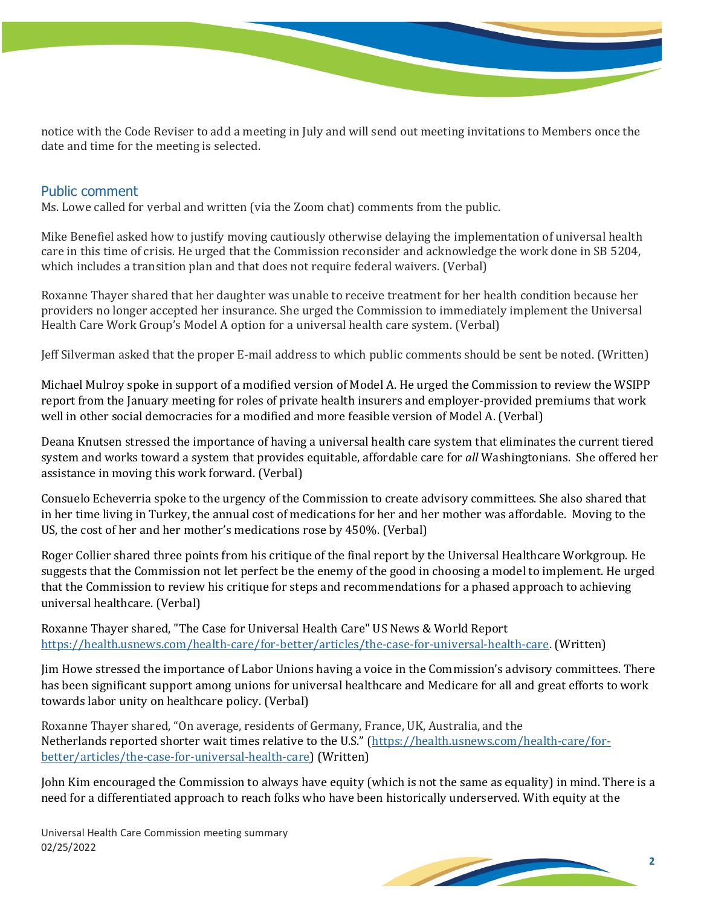notice with the Code Reviser to add a meeting in July and will send out meeting invitations to Members once the date and time for the meeting is selected.

## Public comment

Ms. Lowe called for verbal and written (via the Zoom chat) comments from the public.

Mike Benefiel asked how to justify moving cautiously otherwise delaying the implementation of universal health care in this time of crisis. He urged that the Commission reconsider and acknowledge the work done in SB 5204, which includes a transition plan and that does not require federal waivers. (Verbal)

Roxanne Thayer shared that her daughter was unable to receive treatment for her health condition because her providers no longer accepted her insurance. She urged the Commission to immediately implement the Universal Health Care Work Group's Model A option for a universal health care system. (Verbal)

Jeff Silverman asked that the proper E-mail address to which public comments should be sent be noted. (Written)

Michael Mulroy spoke in support of a modified version of Model A. He urged the Commission to review the WSIPP report from the January meeting for roles of private health insurers and employer-provided premiums that work well in other social democracies for a modified and more feasible version of Model A. (Verbal)

Deana Knutsen stressed the importance of having a universal health care system that eliminates the current tiered system and works toward a system that provides equitable, affordable care for *all* Washingtonians. She offered her assistance in moving this work forward. (Verbal)

Consuelo Echeverria spoke to the urgency of the Commission to create advisory committees. She also shared that in her time living in Turkey, the annual cost of medications for her and her mother was affordable. Moving to the US, the cost of her and her mother's medications rose by 450%. (Verbal)

Roger Collier shared three points from his critique of the final report by the Universal Healthcare Workgroup. He suggests that the Commission not let perfect be the enemy of the good in choosing a model to implement. He urged that the Commission to review his critique for steps and recommendations for a phased approach to achieving universal healthcare. (Verbal)

Roxanne Thayer shared, "The Case for Universal Health Care" US News & World Report [https://health.usnews.com/health-care/for-better/articles/the-case-for-universal-health-care](https://health.usnews.com/health-care/for-better/articles/the-case-for-universal-health-care). (Written)

Jim Howe stressed the importance of Labor Unions having a voice in the Commission's advisory committees. There has been significant support among unions for universal healthcare and Medicare for all and great efforts to work towards labor unity on healthcare policy. (Verbal)

Roxanne Thayer shared, "On average, residents of Germany, France, UK, Australia, and the Netherlands reported shorter wait times relative to the U.S." ([https://health.usnews.com/health-care/for-better/articles/the-case-for-universal-health-care](https://health.usnews.com/health-care/for-better/articles/the-case-for-universal-health-care)) (Written)

John Kim encouraged the Commission to always have equity (which is not the same as equality) in mind. There is a need for a differentiated approach to reach folks who have been historically underserved. With equity at the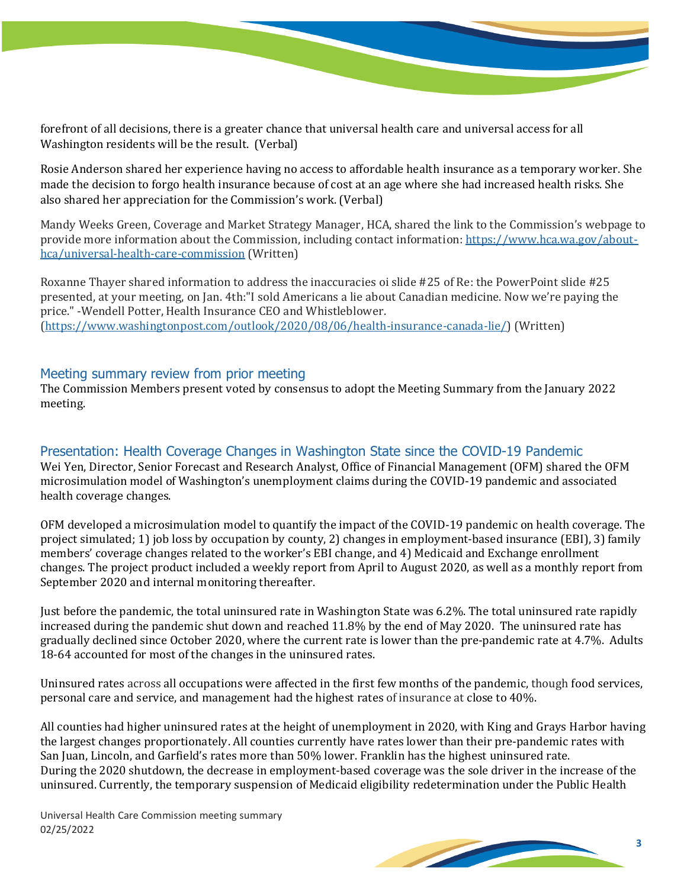forefront of all decisions, there is a greater chance that universal health care and universal access for all Washington residents will be the result. (Verbal)

Rosie Anderson shared her experience having no access to affordable health insurance as a temporary worker. She made the decision to forgo health insurance because of cost at an age where she had increased health risks. She also shared her appreciation for the Commission's work. (Verbal)

Mandy Weeks Green, Coverage and Market Strategy Manager, HCA, shared the link to the Commission's webpage to provide more information about the Commission, including contact information: https://www.hca.wa.gov/about-hca/universal-health-care-commission (Written)

Roxanne Thayer shared information to address the inaccuracies oi slide #25 of Re: the PowerPoint slide #25 presented, at your meeting, on Jan. 4th:"I sold Americans a lie about Canadian medicine. Now we're paying the price." -Wendell Potter, Health Insurance CEO and Whistleblower. (https://www.washingtonpost.com/outlook/2020/08/06/health-insurance-canada-lie/) (Written)

## Meeting summary review from prior meeting

The Commission Members present voted by consensus to adopt the Meeting Summary from the January 2022 meeting.

## Presentation: Health Coverage Changes in Washington State since the COVID-19 Pandemic

Wei Yen, Director, Senior Forecast and Research Analyst, Office of Financial Management (OFM) shared the OFM microsimulation model of Washington's unemployment claims during the COVID-19 pandemic and associated health coverage changes.

OFM developed a microsimulation model to quantify the impact of the COVID-19 pandemic on health coverage. The project simulated; 1) job loss by occupation by county, 2) changes in employment-based insurance (EBI), 3) family members' coverage changes related to the worker's EBI change, and 4) Medicaid and Exchange enrollment changes. The project product included a weekly report from April to August 2020, as well as a monthly report from September 2020 and internal monitoring thereafter.

Just before the pandemic, the total uninsured rate in Washington State was 6.2%. The total uninsured rate rapidly increased during the pandemic shut down and reached 11.8% by the end of May 2020. The uninsured rate has gradually declined since October 2020, where the current rate is lower than the pre-pandemic rate at 4.7%. Adults 18-64 accounted for most of the changes in the uninsured rates.

Uninsured rates across all occupations were affected in the first few months of the pandemic, though food services, personal care and service, and management had the highest rates of insurance at close to 40%.

All counties had higher uninsured rates at the height of unemployment in 2020, with King and Grays Harbor having the largest changes proportionately. All counties currently have rates lower than their pre-pandemic rates with San Juan, Lincoln, and Garfield's rates more than 50% lower. Franklin has the highest uninsured rate.
During the 2020 shutdown, the decrease in employment-based coverage was the sole driver in the increase of the uninsured. Currently, the temporary suspension of Medicaid eligibility redetermination under the Public Health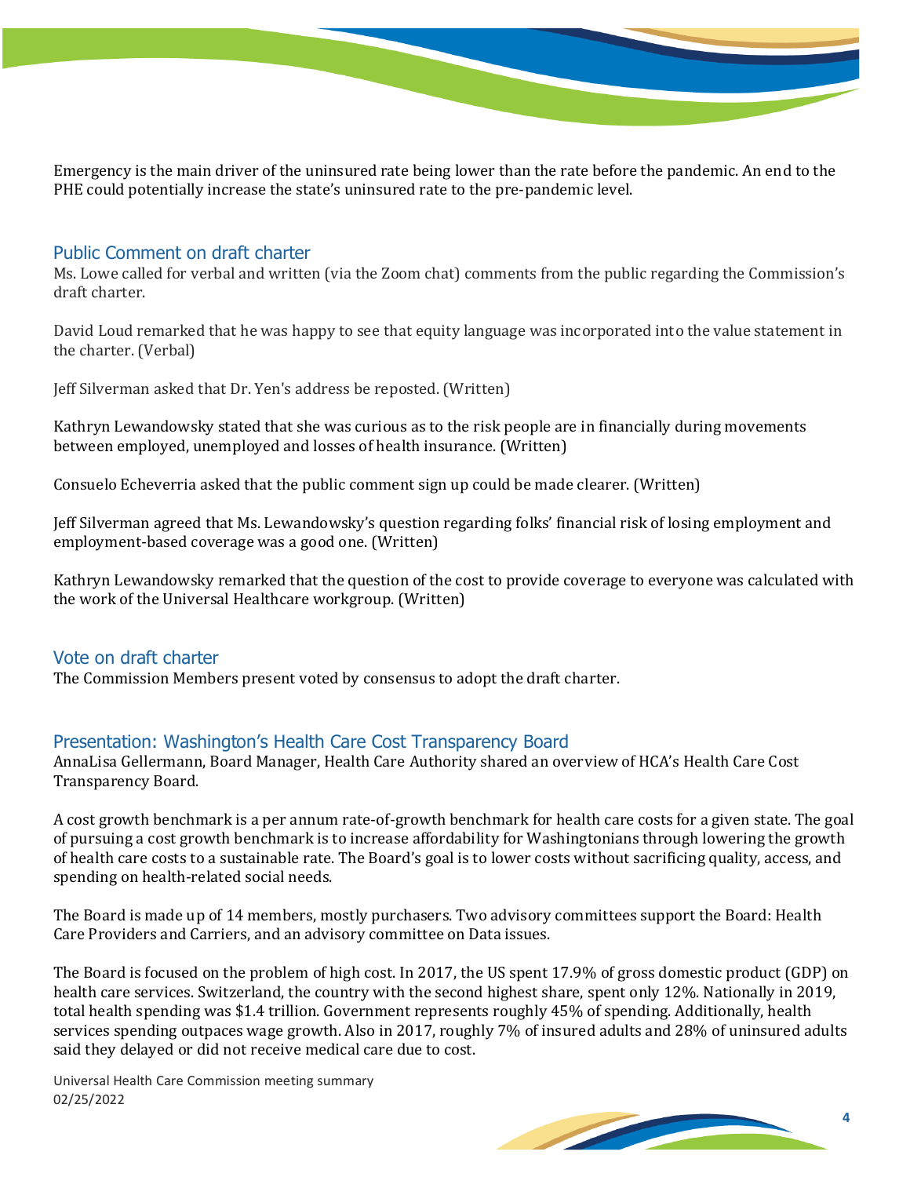Emergency is the main driver of the uninsured rate being lower than the rate before the pandemic. An end to the PHE could potentially increase the state's uninsured rate to the pre-pandemic level.

## Public Comment on draft charter

Ms. Lowe called for verbal and written (via the Zoom chat) comments from the public regarding the Commission's draft charter.

David Loud remarked that he was happy to see that equity language was incorporated into the value statement in the charter. (Verbal)

Jeff Silverman asked that Dr. Yen's address be reposted. (Written)

Kathryn Lewandowsky stated that she was curious as to the risk people are in financially during movements between employed, unemployed and losses of health insurance. (Written)

Consuelo Echeverria asked that the public comment sign up could be made clearer. (Written)

Jeff Silverman agreed that Ms. Lewandowsky's question regarding folks' financial risk of losing employment and employment-based coverage was a good one. (Written)

Kathryn Lewandowsky remarked that the question of the cost to provide coverage to everyone was calculated with the work of the Universal Healthcare workgroup. (Written)

## Vote on draft charter

The Commission Members present voted by consensus to adopt the draft charter.

## Presentation: Washington's Health Care Cost Transparency Board

AnnaLisa Gellermann, Board Manager, Health Care Authority shared an overview of HCA's Health Care Cost Transparency Board.

A cost growth benchmark is a per annum rate-of-growth benchmark for health care costs for a given state. The goal of pursuing a cost growth benchmark is to increase affordability for Washingtonians through lowering the growth of health care costs to a sustainable rate. The Board's goal is to lower costs without sacrificing quality, access, and spending on health-related social needs.

The Board is made up of 14 members, mostly purchasers. Two advisory committees support the Board: Health Care Providers and Carriers, and an advisory committee on Data issues.

The Board is focused on the problem of high cost. In 2017, the US spent 17.9% of gross domestic product (GDP) on health care services. Switzerland, the country with the second highest share, spent only 12%. Nationally in 2019, total health spending was $1.4 trillion. Government represents roughly 45% of spending. Additionally, health services spending outpaces wage growth. Also in 2017, roughly 7% of insured adults and 28% of uninsured adults said they delayed or did not receive medical care due to cost.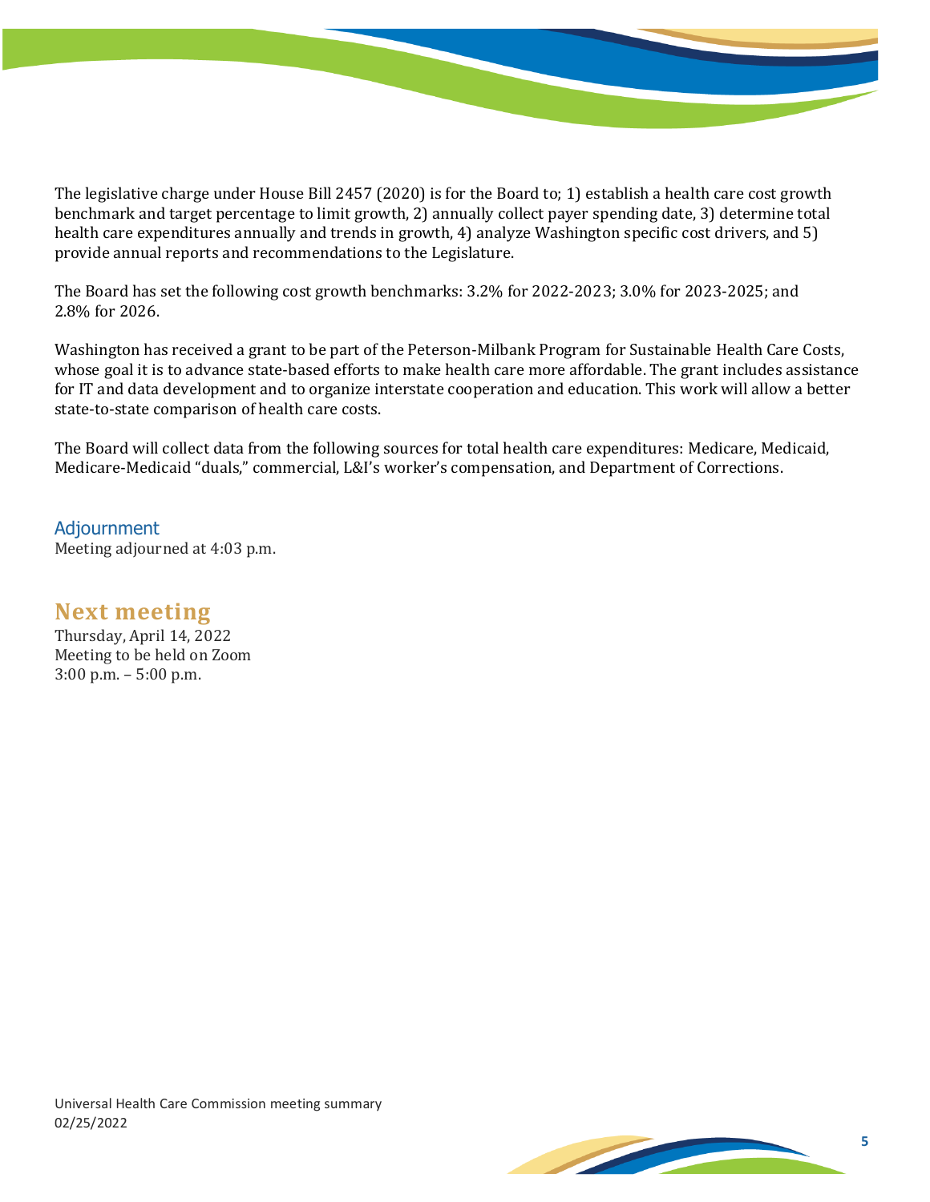The legislative charge under House Bill 2457 (2020) is for the Board to; 1) establish a health care cost growth benchmark and target percentage to limit growth, 2) annually collect payer spending date, 3) determine total health care expenditures annually and trends in growth, 4) analyze Washington specific cost drivers, and 5) provide annual reports and recommendations to the Legislature.

The Board has set the following cost growth benchmarks: 3.2% for 2022-2023; 3.0% for 2023-2025; and 2.8% for 2026.

Washington has received a grant to be part of the Peterson-Milbank Program for Sustainable Health Care Costs, whose goal it is to advance state-based efforts to make health care more affordable. The grant includes assistance for IT and data development and to organize interstate cooperation and education. This work will allow a better state-to-state comparison of health care costs.

The Board will collect data from the following sources for total health care expenditures: Medicare, Medicaid, Medicare-Medicaid "duals," commercial, L&I's worker's compensation, and Department of Corrections.

### Adjournment

Meeting adjourned at 4:03 p.m.

## Next meeting

Thursday, April 14, 2022
Meeting to be held on Zoom
3:00 p.m. – 5:00 p.m.